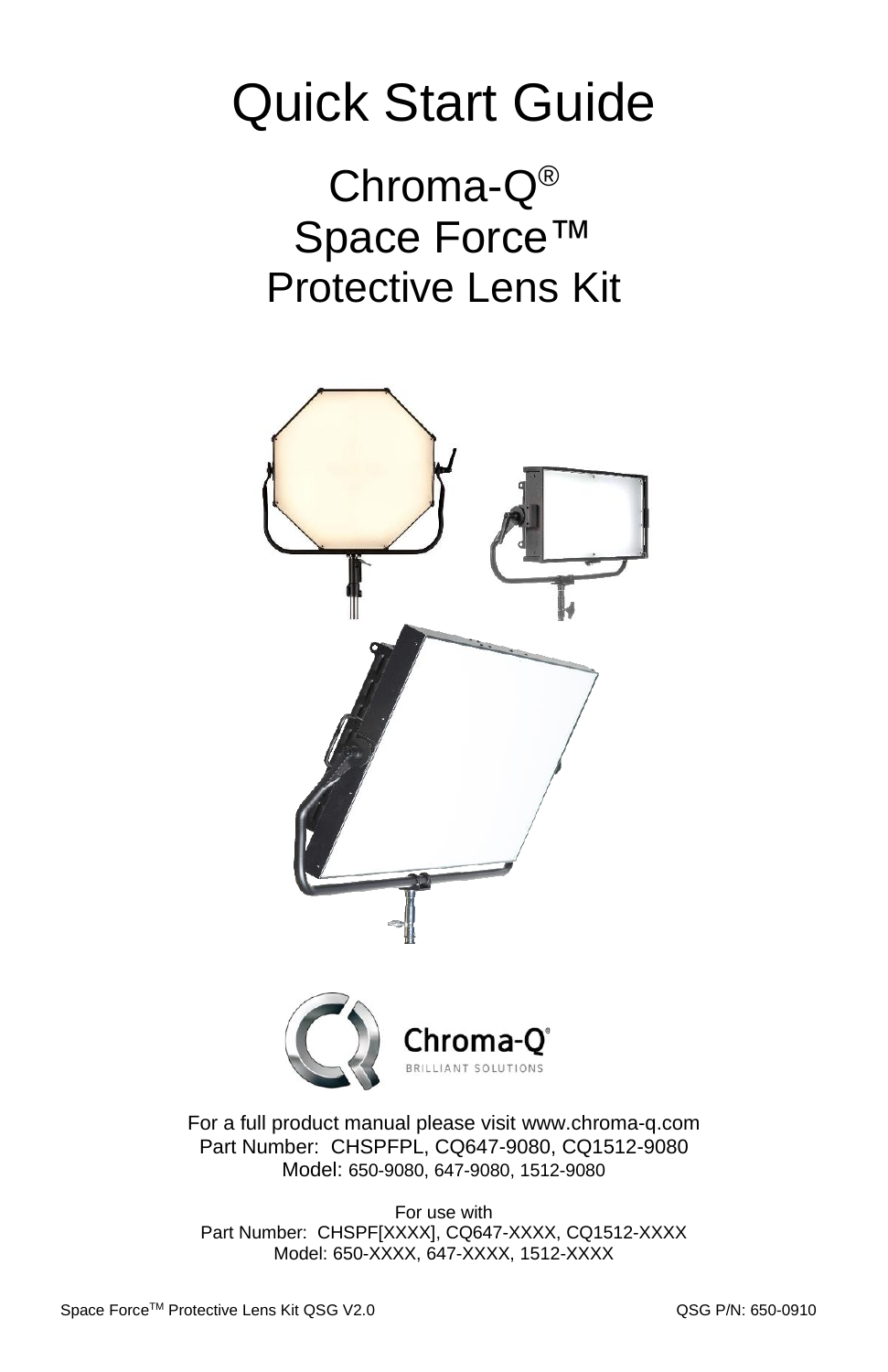# Quick Start Guide

## Chroma-Q®
## Space Force™
## Protective Lens Kit

Chroma-Q®
BRILLIANT SOLUTIONS

For a full product manual please visit www.chroma-q.com
Part Number: CHSPFPL, CQ647-9080, CQ1512-9080
Model: 650-9080, 647-9080, 1512-9080

For use with
Part Number: CHSPF[XXXX], CQ647-XXXX, CQ1512-XXXX
Model: 650-XXXX, 647-XXXX, 1512-XXXX

Space Force™ Protective Lens Kit QSG V2.0

QSG P/N: 650-0910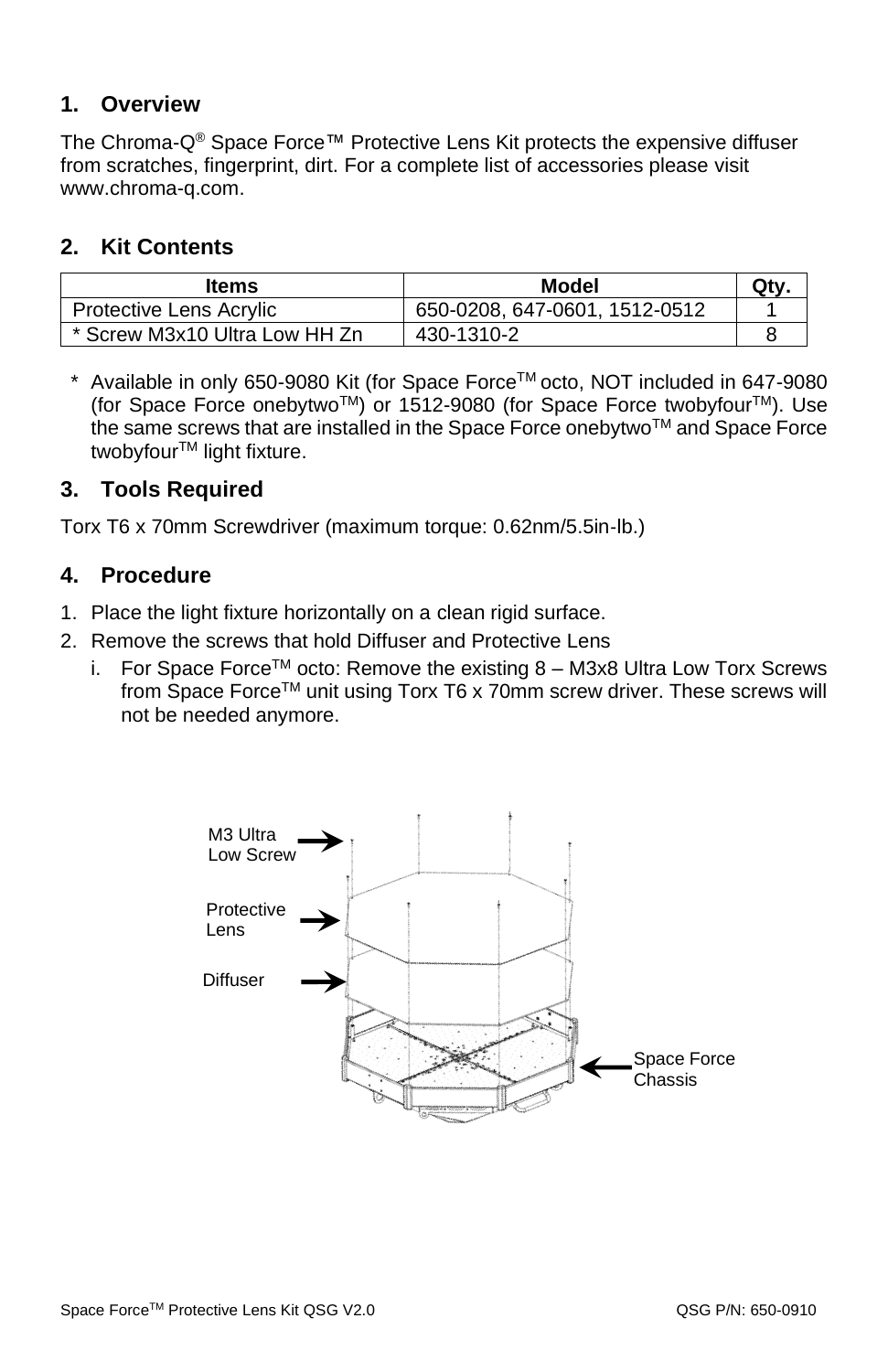## 1. Overview

The Chroma-Q® Space Force™ Protective Lens Kit protects the expensive diffuser from scratches, fingerprint, dirt. For a complete list of accessories please visit www.chroma-q.com.

## 2. Kit Contents

| Items | Model | Qty. |
|---|---|---|
| Protective Lens Acrylic | 650-0208, 647-0601, 1512-0512 | 1 |
| * Screw M3x10 Ultra Low HH Zn | 430-1310-2 | 8 |

\* Available in only 650-9080 Kit (for Space Force™ octo, NOT included in 647-9080 (for Space Force onebytwo™) or 1512-9080 (for Space Force twobyfour™). Use the same screws that are installed in the Space Force onebytwo™ and Space Force twobyfour™ light fixture.

## 3. Tools Required

Torx T6 x 70mm Screwdriver (maximum torque: 0.62nm/5.5in-lb.)

## 4. Procedure

1. Place the light fixture horizontally on a clean rigid surface.
2. Remove the screws that hold Diffuser and Protective Lens
   i. For Space Force™ octo: Remove the existing 8 – M3x8 Ultra Low Torx Screws from Space Force™ unit using Torx T6 x 70mm screw driver. These screws will not be needed anymore.

M3 Ultra Low Screw

Protective Lens

Diffuser

Space Force Chassis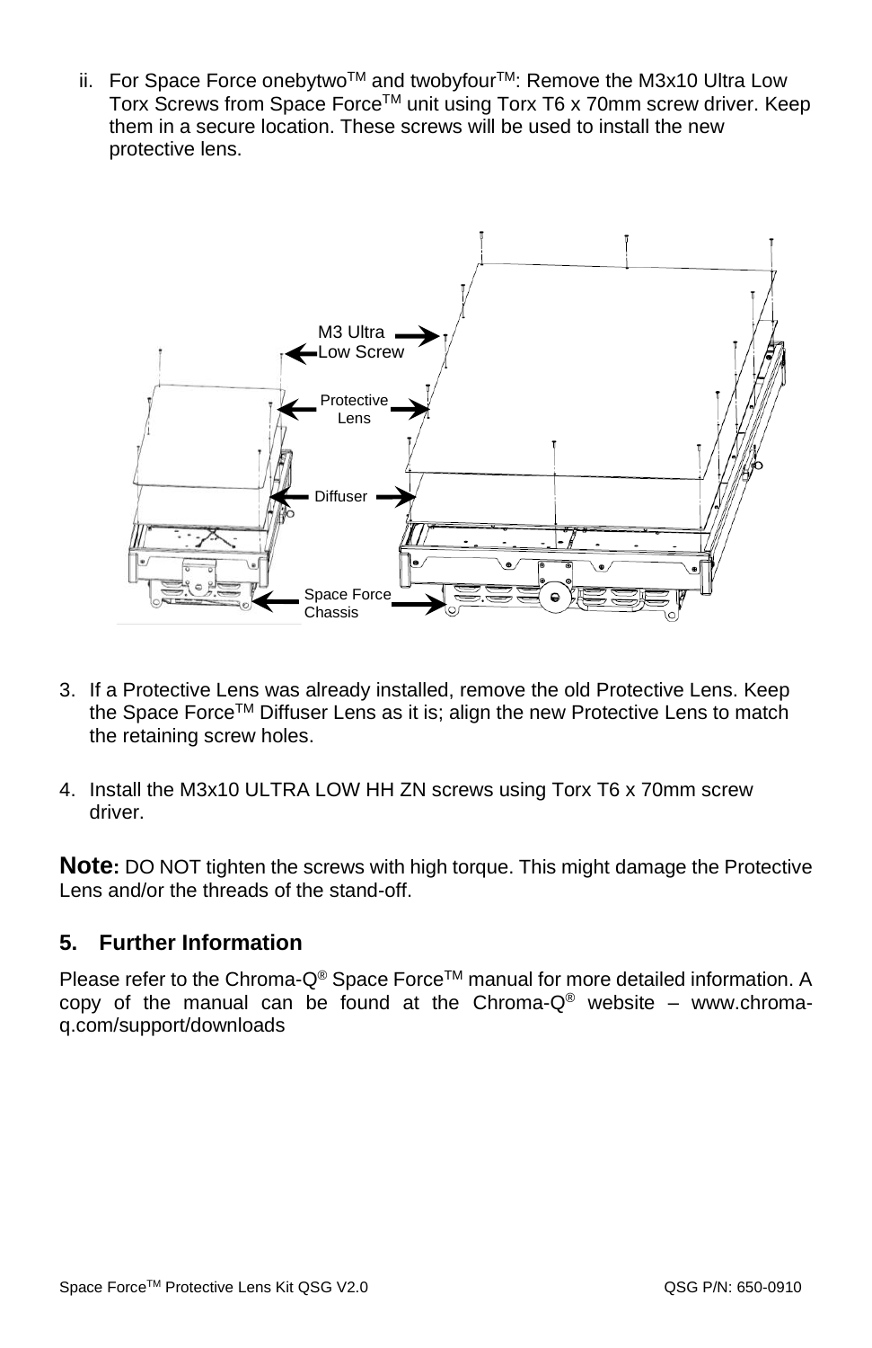ii. For Space Force onebytwo™ and twobyfour™: Remove the M3x10 Ultra Low Torx Screws from Space Force™ unit using Torx T6 x 70mm screw driver. Keep them in a secure location. These screws will be used to install the new protective lens.

M3 Ultra Low Screw

Protective Lens

Diffuser

Space Force Chassis

3. If a Protective Lens was already installed, remove the old Protective Lens. Keep the Space Force™ Diffuser Lens as it is; align the new Protective Lens to match the retaining screw holes.

4. Install the M3x10 ULTRA LOW HH ZN screws using Torx T6 x 70mm screw driver.

**Note:** DO NOT tighten the screws with high torque. This might damage the Protective Lens and/or the threads of the stand-off.

## 5. Further Information

Please refer to the Chroma-Q® Space Force™ manual for more detailed information. A copy of the manual can be found at the Chroma-Q® website – www.chroma-q.com/support/downloads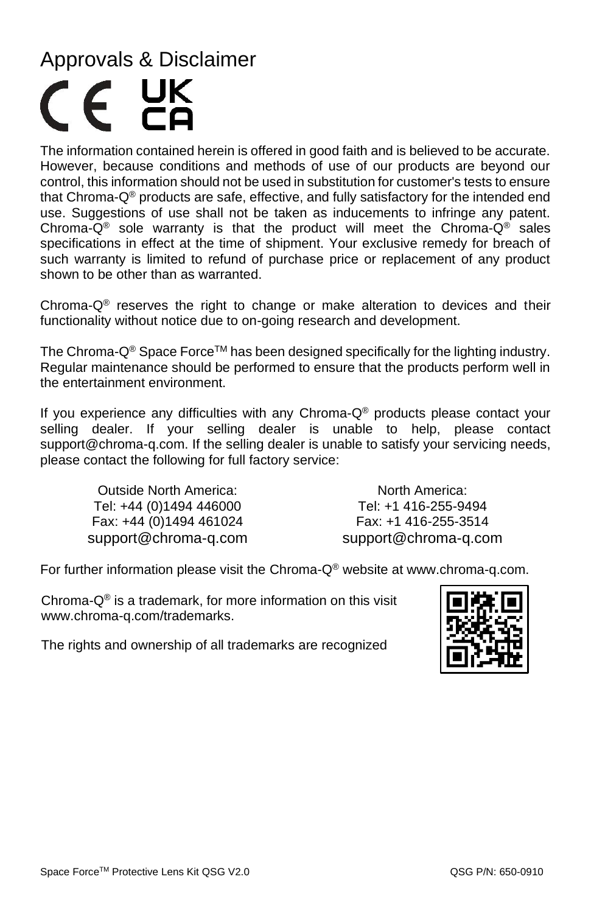# Approvals & Disclaimer

The information contained herein is offered in good faith and is believed to be accurate. However, because conditions and methods of use of our products are beyond our control, this information should not be used in substitution for customer's tests to ensure that Chroma-Q® products are safe, effective, and fully satisfactory for the intended end use. Suggestions of use shall not be taken as inducements to infringe any patent. Chroma-Q® sole warranty is that the product will meet the Chroma-Q® sales specifications in effect at the time of shipment. Your exclusive remedy for breach of such warranty is limited to refund of purchase price or replacement of any product shown to be other than as warranted.

Chroma-Q® reserves the right to change or make alteration to devices and their functionality without notice due to on-going research and development.

The Chroma-Q® Space Force™ has been designed specifically for the lighting industry. Regular maintenance should be performed to ensure that the products perform well in the entertainment environment.

If you experience any difficulties with any Chroma-Q® products please contact your selling dealer. If your selling dealer is unable to help, please contact support@chroma-q.com. If the selling dealer is unable to satisfy your servicing needs, please contact the following for full factory service:

| Outside North America: | North America: |
| --- | --- |
| Tel: +44 (0)1494 446000 | Tel: +1 416-255-9494 |
| Fax: +44 (0)1494 461024 | Fax: +1 416-255-3514 |
| support@chroma-q.com | support@chroma-q.com |

For further information please visit the Chroma-Q® website at www.chroma-q.com.

Chroma-Q® is a trademark, for more information on this visit www.chroma-q.com/trademarks.

The rights and ownership of all trademarks are recognized

Space Force™ Protective Lens Kit QSG V2.0 QSG P/N: 650-0910